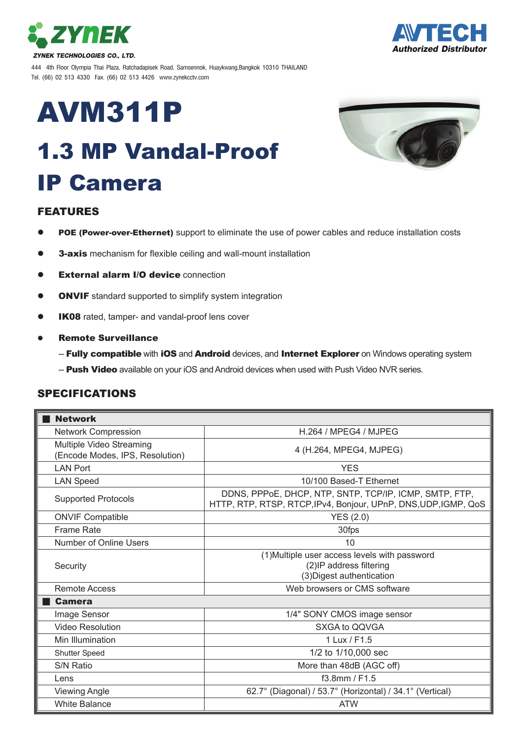ZYNEK

*ZYNEK TECHNOLOGIES CO., LTD.*

444 4th Floor Olympia Thai Plaza, Ratchadapisek Road, Samsennok, Huaykwang,Bangkok 10310 THAILAND
Tel. (66) 02 513 4330 Fax. (66) 02 513 4426 www.zynekcctv.com

AVTECH
*Authorized Distributor*

# AVM311P

# 1.3 MP Vandal-Proof IP Camera

## FEATURES

- **POE (Power-over-Ethernet)** support to eliminate the use of power cables and reduce installation costs
- **3-axis** mechanism for flexible ceiling and wall-mount installation
- **External alarm I/O device** connection
- **ONVIF** standard supported to simplify system integration
- **IK08** rated, tamper- and vandal-proof lens cover
- **Remote Surveillance**
  - -- **Fully compatible** with **iOS** and **Android** devices, and **Internet Explorer** on Windows operating system
  - -- **Push Video** available on your iOS and Android devices when used with Push Video NVR series.

## SPECIFICATIONS

| ■ **Network** | |
|---|---|
| Network Compression | H.264 / MPEG4 / MJPEG |
| Multiple Video Streaming (Encode Modes, IPS, Resolution) | 4 (H.264, MPEG4, MJPEG) |
| LAN Port | YES |
| LAN Speed | 10/100 Based-T Ethernet |
| Supported Protocols | DDNS, PPPoE, DHCP, NTP, SNTP, TCP/IP, ICMP, SMTP, FTP, HTTP, RTP, RTSP, RTCP,IPv4, Bonjour, UPnP, DNS,UDP,IGMP, QoS |
| ONVIF Compatible | YES (2.0) |
| Frame Rate | 30fps |
| Number of Online Users | 10 |
| Security | (1)Multiple user access levels with password (2)IP address filtering (3)Digest authentication |
| Remote Access | Web browsers or CMS software |
| ■ **Camera** | |
| Image Sensor | 1/4" SONY CMOS image sensor |
| Video Resolution | SXGA to QQVGA |
| Min Illumination | 1 Lux / F1.5 |
| Shutter Speed | 1/2 to 1/10,000 sec |
| S/N Ratio | More than 48dB (AGC off) |
| Lens | f3.8mm / F1.5 |
| Viewing Angle | 62.7° (Diagonal) / 53.7° (Horizontal) / 34.1° (Vertical) |
| White Balance | ATW |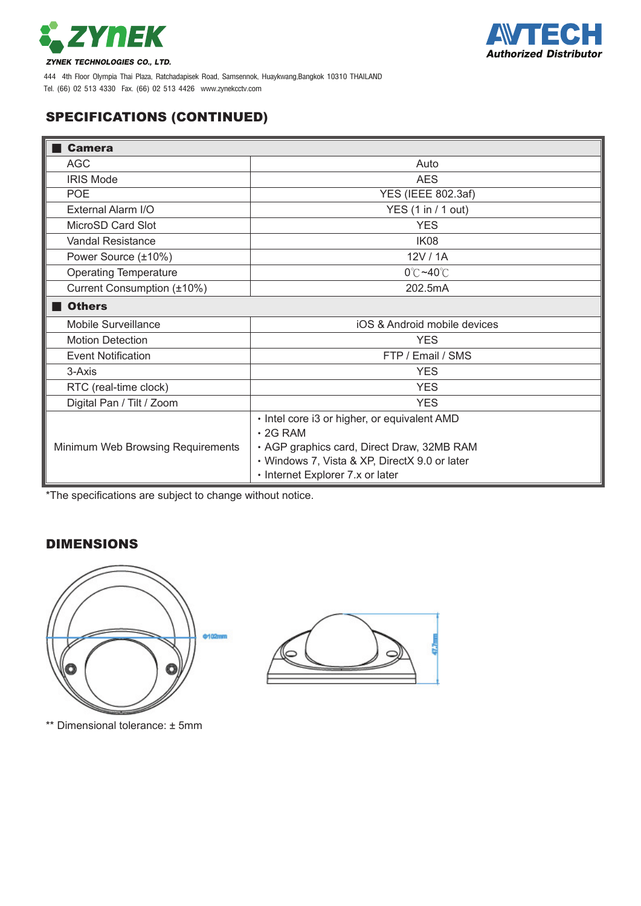**ZYNEK**

*ZYNEK TECHNOLOGIES CO., LTD.*

444 4th Floor Olympia Thai Plaza, Ratchadapisek Road, Samsennok, Huaykwang,Bangkok 10310 THAILAND
Tel. (66) 02 513 4330 Fax. (66) 02 513 4426 www.zynekcctv.com

**AVTECH**
*Authorized Distributor*

## SPECIFICATIONS (CONTINUED)

| | |
|---|---|
| **■ Camera** | |
| AGC | Auto |
| IRIS Mode | AES |
| POE | YES (IEEE 802.3af) |
| External Alarm I/O | YES (1 in / 1 out) |
| MicroSD Card Slot | YES |
| Vandal Resistance | IK08 |
| Power Source (±10%) | 12V / 1A |
| Operating Temperature | 0℃~40℃ |
| Current Consumption (±10%) | 202.5mA |
| **■ Others** | |
| Mobile Surveillance | iOS & Android mobile devices |
| Motion Detection | YES |
| Event Notification | FTP / Email / SMS |
| 3-Axis | YES |
| RTC (real-time clock) | YES |
| Digital Pan / Tilt / Zoom | YES |
| Minimum Web Browsing Requirements | • Intel core i3 or higher, or equivalent AMD<br>• 2G RAM<br>• AGP graphics card, Direct Draw, 32MB RAM<br>• Windows 7, Vista & XP, DirectX 9.0 or later<br>• Internet Explorer 7.x or later |

*The specifications are subject to change without notice.

## DIMENSIONS

Φ102mm

47.7mm

** Dimensional tolerance: ± 5mm